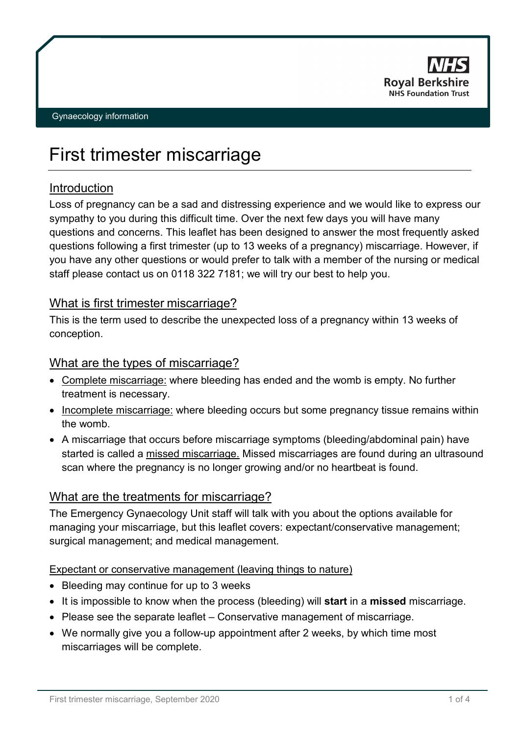Gynaecology information

# First trimester miscarriage

## Introduction

Loss of pregnancy can be a sad and distressing experience and we would like to express our sympathy to you during this difficult time. Over the next few days you will have many questions and concerns. This leaflet has been designed to answer the most frequently asked questions following a first trimester (up to 13 weeks of a pregnancy) miscarriage. However, if you have any other questions or would prefer to talk with a member of the nursing or medical staff please contact us on 0118 322 7181; we will try our best to help you.

## What is first trimester miscarriage?

This is the term used to describe the unexpected loss of a pregnancy within 13 weeks of conception.

## What are the types of miscarriage?

- Complete miscarriage: where bleeding has ended and the womb is empty. No further treatment is necessary.
- Incomplete miscarriage: where bleeding occurs but some pregnancy tissue remains within the womb.
- A miscarriage that occurs before miscarriage symptoms (bleeding/abdominal pain) have started is called a missed miscarriage. Missed miscarriages are found during an ultrasound scan where the pregnancy is no longer growing and/or no heartbeat is found.

## What are the treatments for miscarriage?

The Emergency Gynaecology Unit staff will talk with you about the options available for managing your miscarriage, but this leaflet covers: expectant/conservative management; surgical management; and medical management.

### Expectant or conservative management (leaving things to nature)

- Bleeding may continue for up to 3 weeks
- It is impossible to know when the process (bleeding) will **start** in a **missed** miscarriage.
- Please see the separate leaflet – Conservative management of miscarriage.
- We normally give you a follow-up appointment after 2 weeks, by which time most miscarriages will be complete.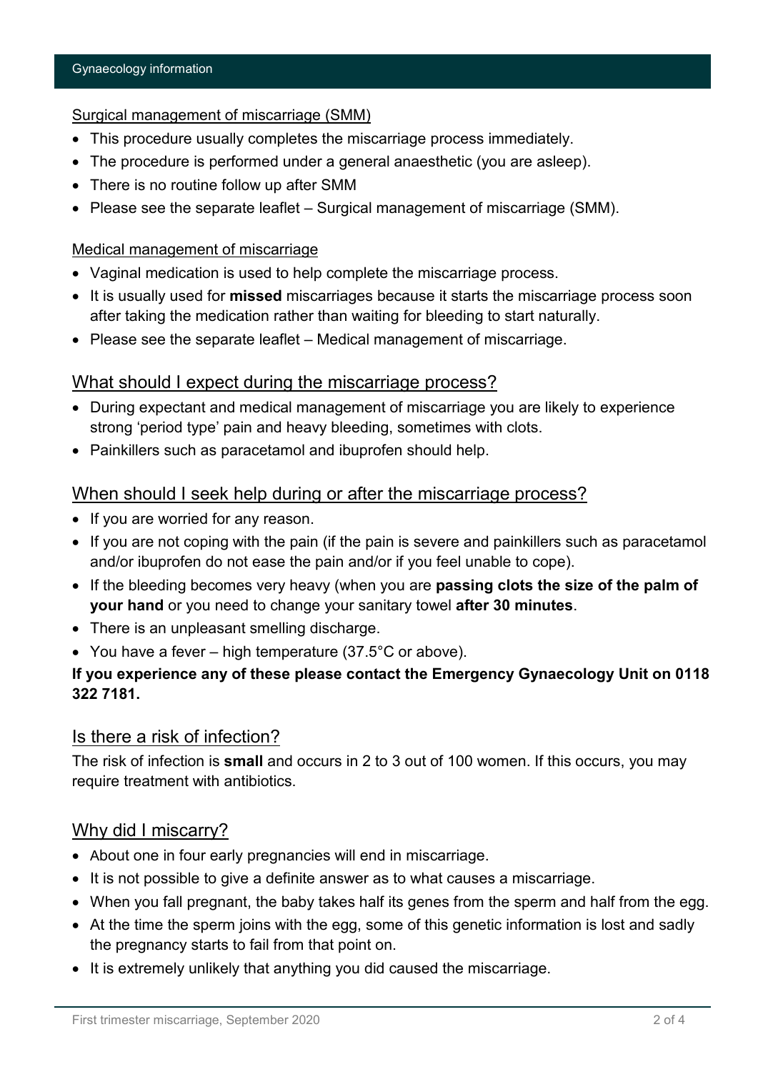### Surgical management of miscarriage (SMM)

- This procedure usually completes the miscarriage process immediately.
- The procedure is performed under a general anaesthetic (you are asleep).
- There is no routine follow up after SMM
- Please see the separate leaflet – Surgical management of miscarriage (SMM).

### Medical management of miscarriage

- Vaginal medication is used to help complete the miscarriage process.
- It is usually used for **missed** miscarriages because it starts the miscarriage process soon after taking the medication rather than waiting for bleeding to start naturally.
- Please see the separate leaflet – Medical management of miscarriage.

## What should I expect during the miscarriage process?

- During expectant and medical management of miscarriage you are likely to experience strong 'period type' pain and heavy bleeding, sometimes with clots.
- Painkillers such as paracetamol and ibuprofen should help.

## When should I seek help during or after the miscarriage process?

- If you are worried for any reason.
- If you are not coping with the pain (if the pain is severe and painkillers such as paracetamol and/or ibuprofen do not ease the pain and/or if you feel unable to cope).
- If the bleeding becomes very heavy (when you are **passing clots the size of the palm of your hand** or you need to change your sanitary towel **after 30 minutes**.
- There is an unpleasant smelling discharge.
- You have a fever – high temperature (37.5°C or above).

**If you experience any of these please contact the Emergency Gynaecology Unit on 0118 322 7181.**

## Is there a risk of infection?

The risk of infection is **small** and occurs in 2 to 3 out of 100 women. If this occurs, you may require treatment with antibiotics.

## Why did I miscarry?

- About one in four early pregnancies will end in miscarriage.
- It is not possible to give a definite answer as to what causes a miscarriage.
- When you fall pregnant, the baby takes half its genes from the sperm and half from the egg.
- At the time the sperm joins with the egg, some of this genetic information is lost and sadly the pregnancy starts to fail from that point on.
- It is extremely unlikely that anything you did caused the miscarriage.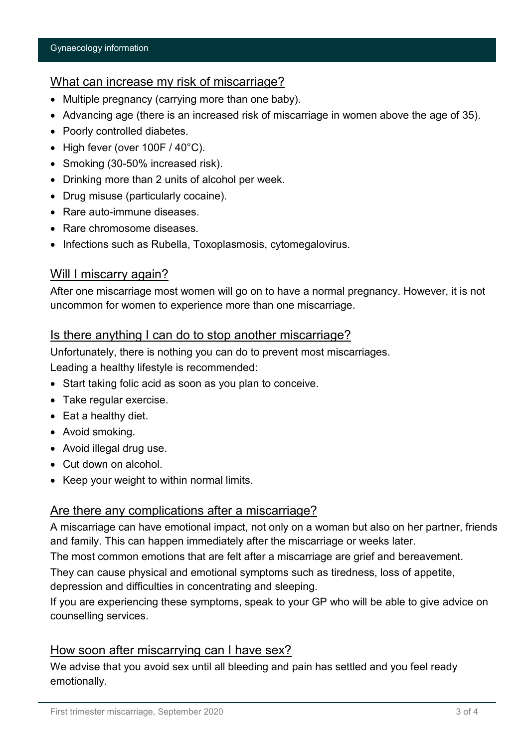## What can increase my risk of miscarriage?

- Multiple pregnancy (carrying more than one baby).
- Advancing age (there is an increased risk of miscarriage in women above the age of 35).
- Poorly controlled diabetes.
- High fever (over 100F / 40°C).
- Smoking (30-50% increased risk).
- Drinking more than 2 units of alcohol per week.
- Drug misuse (particularly cocaine).
- Rare auto-immune diseases.
- Rare chromosome diseases.
- Infections such as Rubella, Toxoplasmosis, cytomegalovirus.

## Will I miscarry again?

After one miscarriage most women will go on to have a normal pregnancy. However, it is not uncommon for women to experience more than one miscarriage.

## Is there anything I can do to stop another miscarriage?

Unfortunately, there is nothing you can do to prevent most miscarriages.

Leading a healthy lifestyle is recommended:

- Start taking folic acid as soon as you plan to conceive.
- Take regular exercise.
- Eat a healthy diet.
- Avoid smoking.
- Avoid illegal drug use.
- Cut down on alcohol.
- Keep your weight to within normal limits.

## Are there any complications after a miscarriage?

A miscarriage can have emotional impact, not only on a woman but also on her partner, friends and family. This can happen immediately after the miscarriage or weeks later.

The most common emotions that are felt after a miscarriage are grief and bereavement.

They can cause physical and emotional symptoms such as tiredness, loss of appetite, depression and difficulties in concentrating and sleeping.

If you are experiencing these symptoms, speak to your GP who will be able to give advice on counselling services.

## How soon after miscarrying can I have sex?

We advise that you avoid sex until all bleeding and pain has settled and you feel ready emotionally.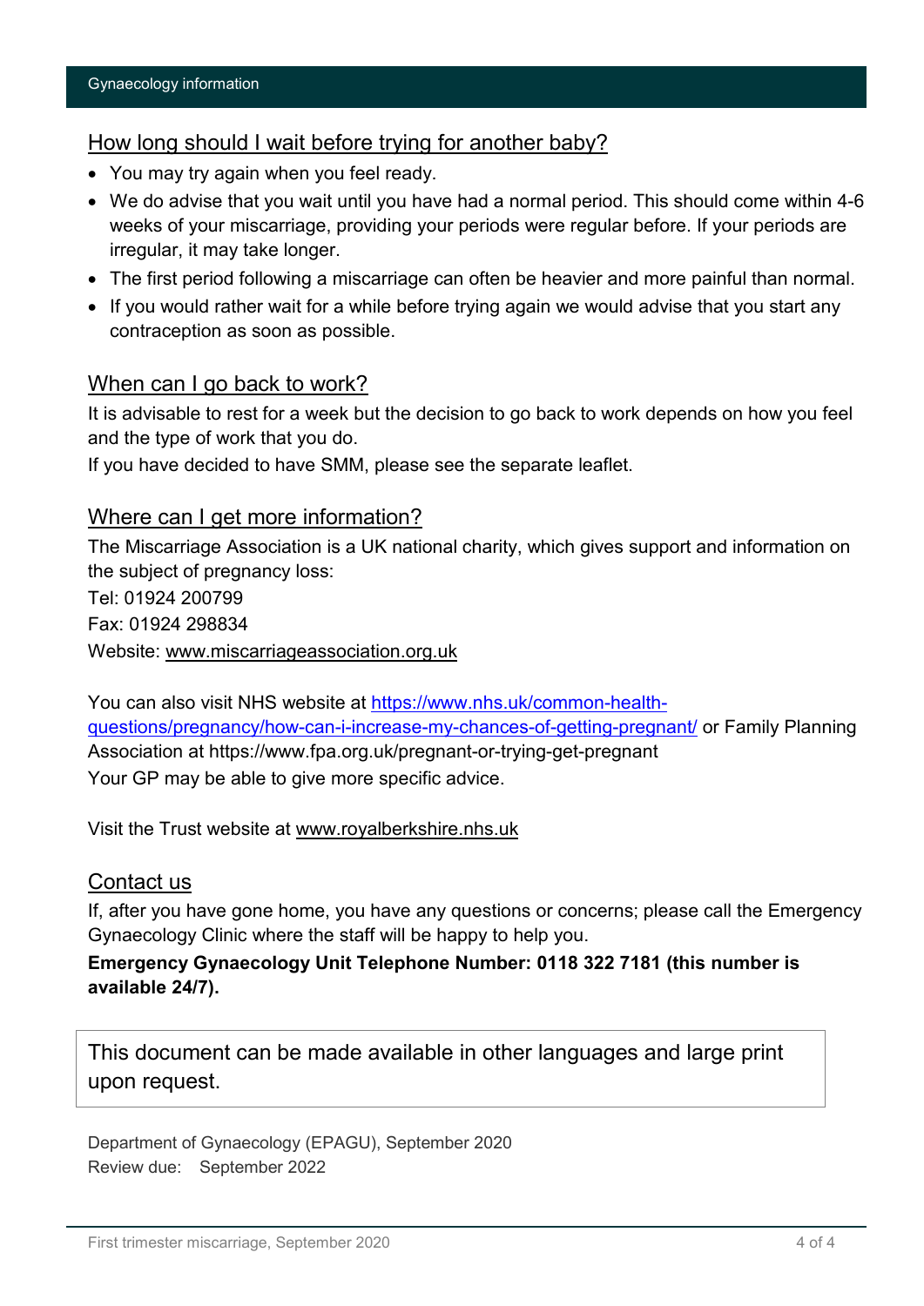## How long should I wait before trying for another baby?

- You may try again when you feel ready.
- We do advise that you wait until you have had a normal period. This should come within 4-6 weeks of your miscarriage, providing your periods were regular before. If your periods are irregular, it may take longer.
- The first period following a miscarriage can often be heavier and more painful than normal.
- If you would rather wait for a while before trying again we would advise that you start any contraception as soon as possible.

## When can I go back to work?

It is advisable to rest for a week but the decision to go back to work depends on how you feel and the type of work that you do.

If you have decided to have SMM, please see the separate leaflet.

## Where can I get more information?

The Miscarriage Association is a UK national charity, which gives support and information on the subject of pregnancy loss:

Tel: 01924 200799

Fax: 01924 298834

Website: www.miscarriageassociation.org.uk

You can also visit NHS website at https://www.nhs.uk/common-health-questions/pregnancy/how-can-i-increase-my-chances-of-getting-pregnant/ or Family Planning Association at https://www.fpa.org.uk/pregnant-or-trying-get-pregnant

Your GP may be able to give more specific advice.

Visit the Trust website at www.royalberkshire.nhs.uk

## Contact us

If, after you have gone home, you have any questions or concerns; please call the Emergency Gynaecology Clinic where the staff will be happy to help you.

**Emergency Gynaecology Unit Telephone Number: 0118 322 7181 (this number is available 24/7).**

This document can be made available in other languages and large print upon request.

Department of Gynaecology (EPAGU), September 2020

Review due: September 2022